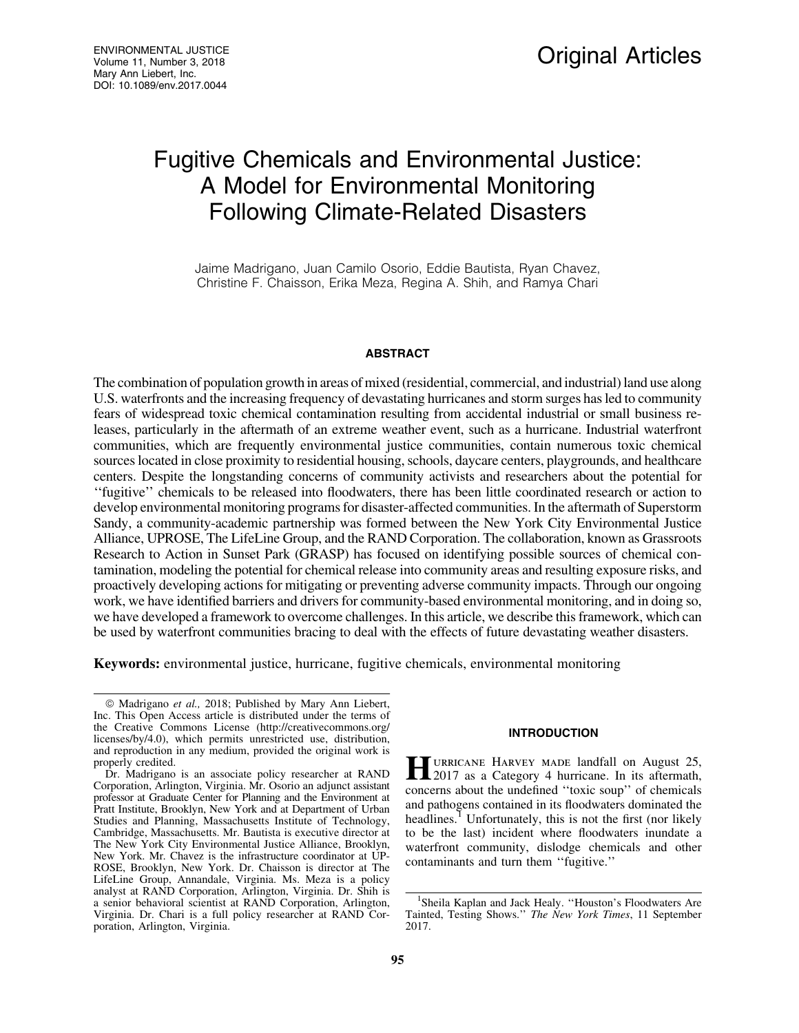# Fugitive Chemicals and Environmental Justice: A Model for Environmental Monitoring Following Climate-Related Disasters

Jaime Madrigano, Juan Camilo Osorio, Eddie Bautista, Ryan Chavez, Christine F. Chaisson, Erika Meza, Regina A. Shih, and Ramya Chari

## ABSTRACT

The combination of population growth in areas of mixed (residential, commercial, and industrial) land use along U.S. waterfronts and the increasing frequency of devastating hurricanes and storm surges has led to community fears of widespread toxic chemical contamination resulting from accidental industrial or small business releases, particularly in the aftermath of an extreme weather event, such as a hurricane. Industrial waterfront communities, which are frequently environmental justice communities, contain numerous toxic chemical sources located in close proximity to residential housing, schools, daycare centers, playgrounds, and healthcare centers. Despite the longstanding concerns of community activists and researchers about the potential for ''fugitive'' chemicals to be released into floodwaters, there has been little coordinated research or action to develop environmental monitoring programs for disaster-affected communities. In the aftermath of Superstorm Sandy, a community-academic partnership was formed between the New York City Environmental Justice Alliance, UPROSE, The LifeLine Group, and the RAND Corporation. The collaboration, known as Grassroots Research to Action in Sunset Park (GRASP) has focused on identifying possible sources of chemical contamination, modeling the potential for chemical release into community areas and resulting exposure risks, and proactively developing actions for mitigating or preventing adverse community impacts. Through our ongoing work, we have identified barriers and drivers for community-based environmental monitoring, and in doing so, we have developed a framework to overcome challenges. In this article, we describe this framework, which can be used by waterfront communities bracing to deal with the effects of future devastating weather disasters.

**Keywords:** environmental justice, hurricane, fugitive chemicals, environmental monitoring

© Madrigano *et al.,* 2018; Published by Mary Ann Liebert, Inc. This Open Access article is distributed under the terms of the Creative Commons License (http://creativecommons.org/licenses/by/4.0), which permits unrestricted use, distribution, and reproduction in any medium, provided the original work is properly credited.

Dr. Madrigano is an associate policy researcher at RAND Corporation, Arlington, Virginia. Mr. Osorio an adjunct assistant professor at Graduate Center for Planning and the Environment at Pratt Institute, Brooklyn, New York and at Department of Urban Studies and Planning, Massachusetts Institute of Technology, Cambridge, Massachusetts. Mr. Bautista is executive director at The New York City Environmental Justice Alliance, Brooklyn, New York. Mr. Chavez is the infrastructure coordinator at UPROSE, Brooklyn, New York. Dr. Chaisson is director at The LifeLine Group, Annandale, Virginia. Ms. Meza is a policy analyst at RAND Corporation, Arlington, Virginia. Dr. Shih is a senior behavioral scientist at RAND Corporation, Arlington, Virginia. Dr. Chari is a full policy researcher at RAND Corporation, Arlington, Virginia.

## INTRODUCTION

Hurricane Harvey made landfall on August 25, 2017 as a Category 4 hurricane. In its aftermath, concerns about the undefined ''toxic soup'' of chemicals and pathogens contained in its floodwaters dominated the headlines.[1] Unfortunately, this is not the first (nor likely to be the last) incident where floodwaters inundate a waterfront community, dislodge chemicals and other contaminants and turn them ''fugitive.''

[1] Sheila Kaplan and Jack Healy. ''Houston's Floodwaters Are Tainted, Testing Shows.'' *The New York Times*, 11 September 2017.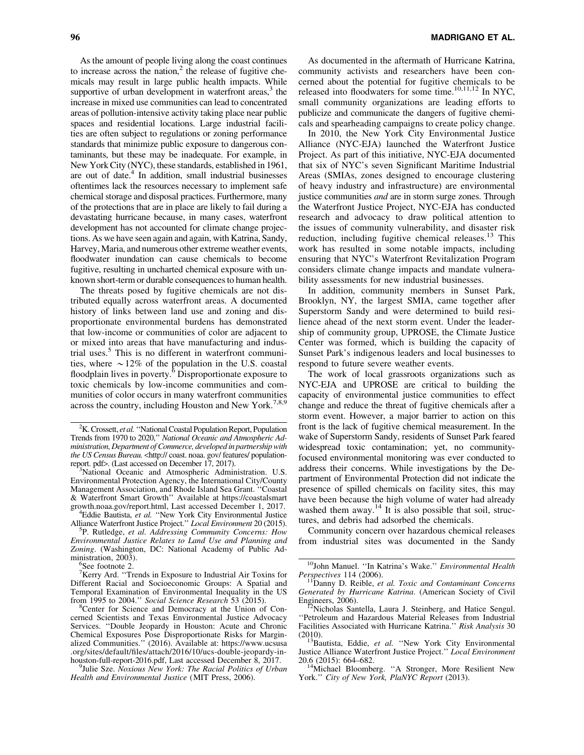As the amount of people living along the coast continues to increase across the nation,[2] the release of fugitive chemicals may result in large public health impacts. While supportive of urban development in waterfront areas,[3] the increase in mixed use communities can lead to concentrated areas of pollution-intensive activity taking place near public spaces and residential locations. Large industrial facilities are often subject to regulations or zoning performance standards that minimize public exposure to dangerous contaminants, but these may be inadequate. For example, in New York City (NYC), these standards, established in 1961, are out of date.[4] In addition, small industrial businesses oftentimes lack the resources necessary to implement safe chemical storage and disposal practices. Furthermore, many of the protections that are in place are likely to fail during a devastating hurricane because, in many cases, waterfront development has not accounted for climate change projections. As we have seen again and again, with Katrina, Sandy, Harvey, Maria, and numerous other extreme weather events, floodwater inundation can cause chemicals to become fugitive, resulting in uncharted chemical exposure with unknown short-term or durable consequences to human health.

The threats posed by fugitive chemicals are not distributed equally across waterfront areas. A documented history of links between land use and zoning and disproportionate environmental burdens has demonstrated that low-income or communities of color are adjacent to or mixed into areas that have manufacturing and industrial uses.[5] This is no different in waterfront communities, where $\sim$12% of the population in the U.S. coastal floodplain lives in poverty.[6] Disproportionate exposure to toxic chemicals by low-income communities and communities of color occurs in many waterfront communities across the country, including Houston and New York.[7,8,9]

As documented in the aftermath of Hurricane Katrina, community activists and researchers have been concerned about the potential for fugitive chemicals to be released into floodwaters for some time.[10,11,12] In NYC, small community organizations are leading efforts to publicize and communicate the dangers of fugitive chemicals and spearheading campaigns to create policy change.

In 2010, the New York City Environmental Justice Alliance (NYC-EJA) launched the Waterfront Justice Project. As part of this initiative, NYC-EJA documented that six of NYC's seven Significant Maritime Industrial Areas (SMIAs, zones designed to encourage clustering of heavy industry and infrastructure) are environmental justice communities *and* are in storm surge zones. Through the Waterfront Justice Project, NYC-EJA has conducted research and advocacy to draw political attention to the issues of community vulnerability, and disaster risk reduction, including fugitive chemical releases.[13] This work has resulted in some notable impacts, including ensuring that NYC's Waterfront Revitalization Program considers climate change impacts and mandate vulnerability assessments for new industrial businesses.

In addition, community members in Sunset Park, Brooklyn, NY, the largest SMIA, came together after Superstorm Sandy and were determined to build resilience ahead of the next storm event. Under the leadership of community group, UPROSE, the Climate Justice Center was formed, which is building the capacity of Sunset Park's indigenous leaders and local businesses to respond to future severe weather events.

The work of local grassroots organizations such as NYC-EJA and UPROSE are critical to building the capacity of environmental justice communities to effect change and reduce the threat of fugitive chemicals after a storm event. However, a major barrier to action on this front is the lack of fugitive chemical measurement. In the wake of Superstorm Sandy, residents of Sunset Park feared widespread toxic contamination; yet, no community-focused environmental monitoring was ever conducted to address their concerns. While investigations by the Department of Environmental Protection did not indicate the presence of spilled chemicals on facility sites, this may have been because the high volume of water had already washed them away.[14] It is also possible that soil, structures, and debris had adsorbed the chemicals.

Community concern over hazardous chemical releases from industrial sites was documented in the Sandy

---

[2] K. Crossett, *et al.* ''National Coastal Population Report, Population Trends from 1970 to 2020,'' *National Oceanic and Atmospheric Administration, Department of Commerce, developed in partnership with the US Census Bureau.* <http:// coast. noaa. gov/ features/ population-report. pdf>. (Last accessed on December 17, 2017).

[3] National Oceanic and Atmospheric Administration. U.S. Environmental Protection Agency, the International City/County Management Association, and Rhode Island Sea Grant. ''Coastal & Waterfront Smart Growth'' Available at https://coastalsmartgrowth.noaa.gov/report.html, Last accessed December 1, 2017.

[4] Eddie Bautista, *et al.* ''New York City Environmental Justice Alliance Waterfront Justice Project.'' *Local Environment* 20 (2015).

[5] P. Rutledge, *et al. Addressing Community Concerns: How Environmental Justice Relates to Land Use and Planning and Zoning*. (Washington, DC: National Academy of Public Administration, 2003).

[6] See footnote 2.

[7] Kerry Ard. ''Trends in Exposure to Industrial Air Toxins for Different Racial and Socioeconomic Groups: A Spatial and Temporal Examination of Environmental Inequality in the US from 1995 to 2004.'' *Social Science Research* 53 (2015).

[8] Center for Science and Democracy at the Union of Concerned Scientists and Texas Environmental Justice Advocacy Services. ''Double Jeopardy in Houston: Acute and Chronic Chemical Exposures Pose Disproportionate Risks for Marginalized Communities.'' (2016). Available at: https://www.ucsusa.org/sites/default/files/attach/2016/10/ucs-double-jeopardy-in-houston-full-report-2016.pdf, Last accessed December 8, 2017.

[9] Julie Sze. *Noxious New York: The Racial Politics of Urban Health and Environmental Justice* (MIT Press, 2006).

[10] John Manuel. ''In Katrina's Wake.'' *Environmental Health Perspectives* 114 (2006).

[11] Danny D. Reible, *et al. Toxic and Contaminant Concerns Generated by Hurricane Katrina*. (American Society of Civil Engineers, 2006).

[12] Nicholas Santella, Laura J. Steinberg, and Hatice Sengul. ''Petroleum and Hazardous Material Releases from Industrial Facilities Associated with Hurricane Katrina.'' *Risk Analysis* 30 (2010).

[13] Bautista, Eddie, *et al.* ''New York City Environmental Justice Alliance Waterfront Justice Project.'' *Local Environment* 20.6 (2015): 664–682.

[14] Michael Bloomberg. ''A Stronger, More Resilient New York.'' *City of New York, PlaNYC Report* (2013).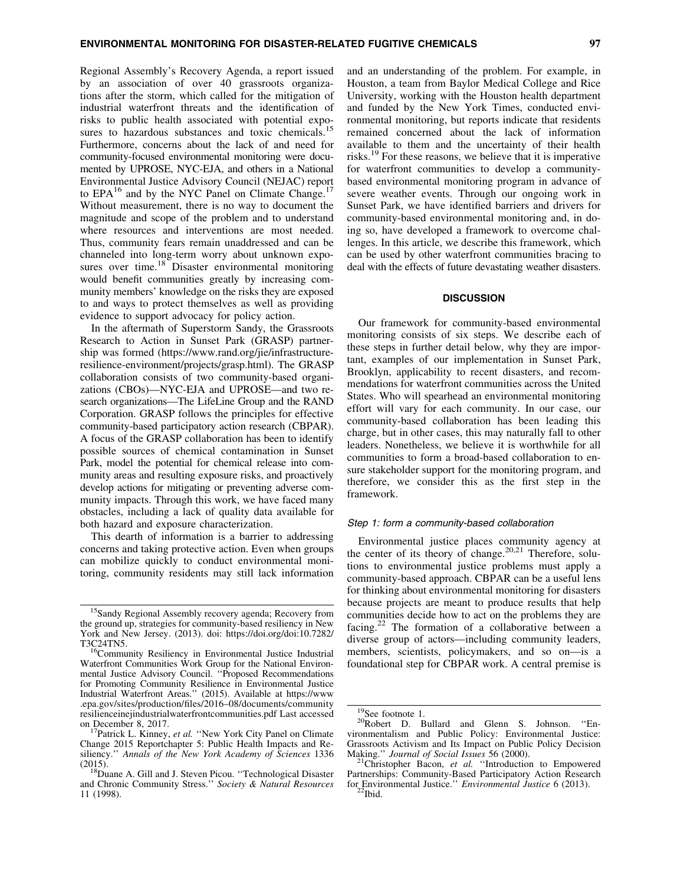Regional Assembly's Recovery Agenda, a report issued by an association of over 40 grassroots organizations after the storm, which called for the mitigation of industrial waterfront threats and the identification of risks to public health associated with potential exposures to hazardous substances and toxic chemicals.[15] Furthermore, concerns about the lack of and need for community-focused environmental monitoring were documented by UPROSE, NYC-EJA, and others in a National Environmental Justice Advisory Council (NEJAC) report to EPA[16] and by the NYC Panel on Climate Change.[17] Without measurement, there is no way to document the magnitude and scope of the problem and to understand where resources and interventions are most needed. Thus, community fears remain unaddressed and can be channeled into long-term worry about unknown exposures over time.[18] Disaster environmental monitoring would benefit communities greatly by increasing community members' knowledge on the risks they are exposed to and ways to protect themselves as well as providing evidence to support advocacy for policy action.

In the aftermath of Superstorm Sandy, the Grassroots Research to Action in Sunset Park (GRASP) partnership was formed (https://www.rand.org/jie/infrastructure-resilience-environment/projects/grasp.html). The GRASP collaboration consists of two community-based organizations (CBOs)—NYC-EJA and UPROSE—and two research organizations—The LifeLine Group and the RAND Corporation. GRASP follows the principles for effective community-based participatory action research (CBPAR). A focus of the GRASP collaboration has been to identify possible sources of chemical contamination in Sunset Park, model the potential for chemical release into community areas and resulting exposure risks, and proactively develop actions for mitigating or preventing adverse community impacts. Through this work, we have faced many obstacles, including a lack of quality data available for both hazard and exposure characterization.

This dearth of information is a barrier to addressing concerns and taking protective action. Even when groups can mobilize quickly to conduct environmental monitoring, community residents may still lack information and an understanding of the problem. For example, in Houston, a team from Baylor Medical College and Rice University, working with the Houston health department and funded by the New York Times, conducted environmental monitoring, but reports indicate that residents remained concerned about the lack of information available to them and the uncertainty of their health risks.[19] For these reasons, we believe that it is imperative for waterfront communities to develop a community-based environmental monitoring program in advance of severe weather events. Through our ongoing work in Sunset Park, we have identified barriers and drivers for community-based environmental monitoring and, in doing so, have developed a framework to overcome challenges. In this article, we describe this framework, which can be used by other waterfront communities bracing to deal with the effects of future devastating weather disasters.

## DISCUSSION

Our framework for community-based environmental monitoring consists of six steps. We describe each of these steps in further detail below, why they are important, examples of our implementation in Sunset Park, Brooklyn, applicability to recent disasters, and recommendations for waterfront communities across the United States. Who will spearhead an environmental monitoring effort will vary for each community. In our case, our community-based collaboration has been leading this charge, but in other cases, this may naturally fall to other leaders. Nonetheless, we believe it is worthwhile for all communities to form a broad-based collaboration to ensure stakeholder support for the monitoring program, and therefore, we consider this as the first step in the framework.

### *Step 1: form a community-based collaboration*

Environmental justice places community agency at the center of its theory of change.[20,21] Therefore, solutions to environmental justice problems must apply a community-based approach. CBPAR can be a useful lens for thinking about environmental monitoring for disasters because projects are meant to produce results that help communities decide how to act on the problems they are facing.[22] The formation of a collaborative between a diverse group of actors—including community leaders, members, scientists, policymakers, and so on—is a foundational step for CBPAR work. A central premise is

---

[15] Sandy Regional Assembly recovery agenda; Recovery from the ground up, strategies for community-based resiliency in New York and New Jersey. (2013). doi: https://doi.org/doi:10.7282/T3C24TN5.

[16] Community Resiliency in Environmental Justice Industrial Waterfront Communities Work Group for the National Environmental Justice Advisory Council. "Proposed Recommendations for Promoting Community Resilience in Environmental Justice Industrial Waterfront Areas." (2015). Available at https://www.epa.gov/sites/production/files/2016–08/documents/communityresilienceinejindustrialwaterfrontcommunities.pdf Last accessed on December 8, 2017.

[17] Patrick L. Kinney, *et al.* "New York City Panel on Climate Change 2015 Reportchapter 5: Public Health Impacts and Resiliency." *Annals of the New York Academy of Sciences* 1336 (2015).

[18] Duane A. Gill and J. Steven Picou. "Technological Disaster and Chronic Community Stress." *Society & Natural Resources* 11 (1998).

[19] See footnote 1.

[20] Robert D. Bullard and Glenn S. Johnson. "Environmentalism and Public Policy: Environmental Justice: Grassroots Activism and Its Impact on Public Policy Decision Making." *Journal of Social Issues* 56 (2000).

[21] Christopher Bacon, *et al.* "Introduction to Empowered Partnerships: Community-Based Participatory Action Research for Environmental Justice." *Environmental Justice* 6 (2013).

[22] Ibid.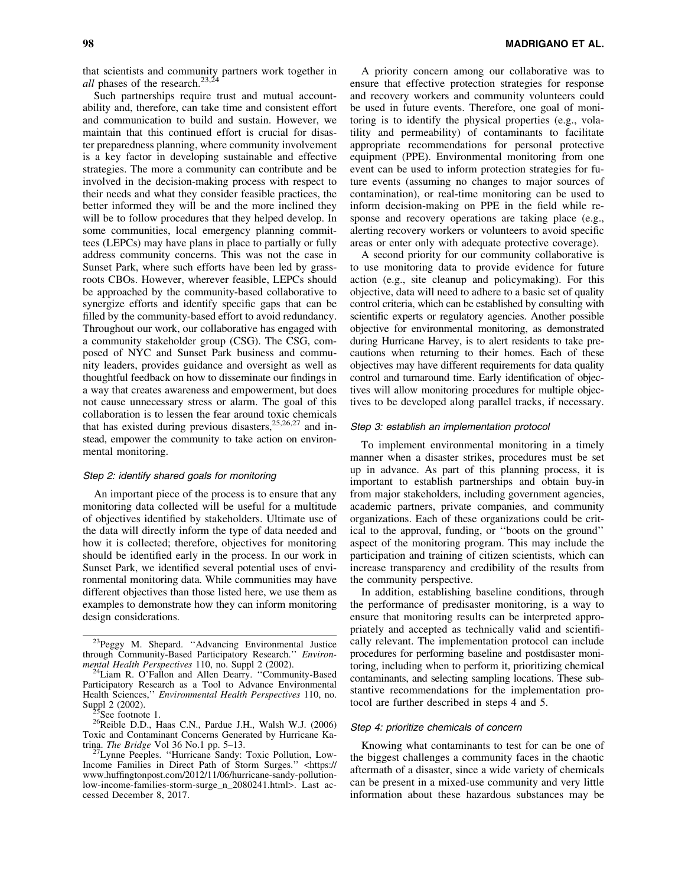that scientists and community partners work together in *all* phases of the research.[23,24]

Such partnerships require trust and mutual accountability and, therefore, can take time and consistent effort and communication to build and sustain. However, we maintain that this continued effort is crucial for disaster preparedness planning, where community involvement is a key factor in developing sustainable and effective strategies. The more a community can contribute and be involved in the decision-making process with respect to their needs and what they consider feasible practices, the better informed they will be and the more inclined they will be to follow procedures that they helped develop. In some communities, local emergency planning committees (LEPCs) may have plans in place to partially or fully address community concerns. This was not the case in Sunset Park, where such efforts have been led by grassroots CBOs. However, wherever feasible, LEPCs should be approached by the community-based collaborative to synergize efforts and identify specific gaps that can be filled by the community-based effort to avoid redundancy. Throughout our work, our collaborative has engaged with a community stakeholder group (CSG). The CSG, composed of NYC and Sunset Park business and community leaders, provides guidance and oversight as well as thoughtful feedback on how to disseminate our findings in a way that creates awareness and empowerment, but does not cause unnecessary stress or alarm. The goal of this collaboration is to lessen the fear around toxic chemicals that has existed during previous disasters,[25,26,27] and instead, empower the community to take action on environmental monitoring.

### *Step 2: identify shared goals for monitoring*

An important piece of the process is to ensure that any monitoring data collected will be useful for a multitude of objectives identified by stakeholders. Ultimate use of the data will directly inform the type of data needed and how it is collected; therefore, objectives for monitoring should be identified early in the process. In our work in Sunset Park, we identified several potential uses of environmental monitoring data. While communities may have different objectives than those listed here, we use them as examples to demonstrate how they can inform monitoring design considerations.

A priority concern among our collaborative was to ensure that effective protection strategies for response and recovery workers and community volunteers could be used in future events. Therefore, one goal of monitoring is to identify the physical properties (e.g., volatility and permeability) of contaminants to facilitate appropriate recommendations for personal protective equipment (PPE). Environmental monitoring from one event can be used to inform protection strategies for future events (assuming no changes to major sources of contamination), or real-time monitoring can be used to inform decision-making on PPE in the field while response and recovery operations are taking place (e.g., alerting recovery workers or volunteers to avoid specific areas or enter only with adequate protective coverage).

A second priority for our community collaborative is to use monitoring data to provide evidence for future action (e.g., site cleanup and policymaking). For this objective, data will need to adhere to a basic set of quality control criteria, which can be established by consulting with scientific experts or regulatory agencies. Another possible objective for environmental monitoring, as demonstrated during Hurricane Harvey, is to alert residents to take precautions when returning to their homes. Each of these objectives may have different requirements for data quality control and turnaround time. Early identification of objectives will allow monitoring procedures for multiple objectives to be developed along parallel tracks, if necessary.

### *Step 3: establish an implementation protocol*

To implement environmental monitoring in a timely manner when a disaster strikes, procedures must be set up in advance. As part of this planning process, it is important to establish partnerships and obtain buy-in from major stakeholders, including government agencies, academic partners, private companies, and community organizations. Each of these organizations could be critical to the approval, funding, or ''boots on the ground'' aspect of the monitoring program. This may include the participation and training of citizen scientists, which can increase transparency and credibility of the results from the community perspective.

In addition, establishing baseline conditions, through the performance of predisaster monitoring, is a way to ensure that monitoring results can be interpreted appropriately and accepted as technically valid and scientifically relevant. The implementation protocol can include procedures for performing baseline and postdisaster monitoring, including when to perform it, prioritizing chemical contaminants, and selecting sampling locations. These substantive recommendations for the implementation protocol are further described in steps 4 and 5.

### *Step 4: prioritize chemicals of concern*

Knowing what contaminants to test for can be one of the biggest challenges a community faces in the chaotic aftermath of a disaster, since a wide variety of chemicals can be present in a mixed-use community and very little information about these hazardous substances may be

---

[23] Peggy M. Shepard. ''Advancing Environmental Justice through Community-Based Participatory Research.'' *Environmental Health Perspectives* 110, no. Suppl 2 (2002).

[24] Liam R. O'Fallon and Allen Dearry. ''Community-Based Participatory Research as a Tool to Advance Environmental Health Sciences,'' *Environmental Health Perspectives* 110, no. Suppl 2 (2002).

[25] See footnote 1.

[26] Reible D.D., Haas C.N., Pardue J.H., Walsh W.J. (2006) Toxic and Contaminant Concerns Generated by Hurricane Katrina. *The Bridge* Vol 36 No.1 pp. 5–13.

[27] Lynne Peeples. ''Hurricane Sandy: Toxic Pollution, Low-Income Families in Direct Path of Storm Surges.'' <https://www.huffingtonpost.com/2012/11/06/hurricane-sandy-pollution-low-income-families-storm-surge_n_2080241.html>. Last accessed December 8, 2017.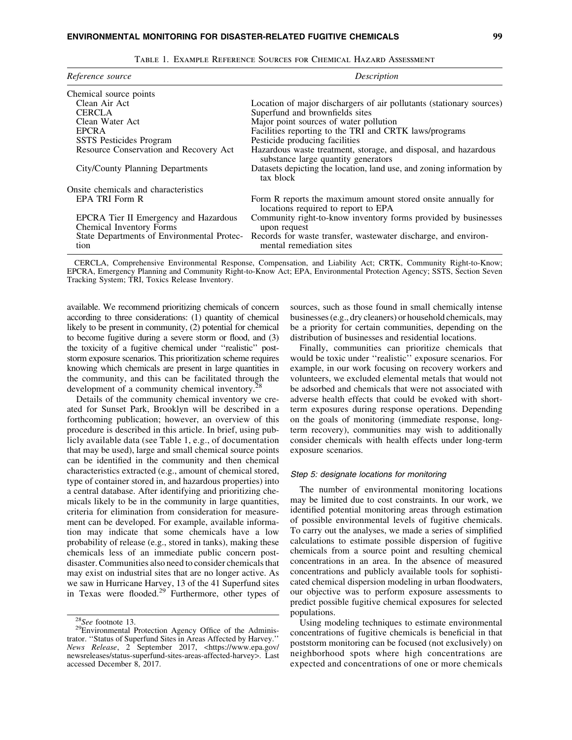Table 1. Example Reference Sources for Chemical Hazard Assessment

| Reference source | Description |
|---|---|
| Chemical source points | |
| Clean Air Act | Location of major dischargers of air pollutants (stationary sources) |
| CERCLA | Superfund and brownfields sites |
| Clean Water Act | Major point sources of water pollution |
| EPCRA | Facilities reporting to the TRI and CRTK laws/programs |
| SSTS Pesticides Program | Pesticide producing facilities |
| Resource Conservation and Recovery Act | Hazardous waste treatment, storage, and disposal, and hazardous substance large quantity generators |
| City/County Planning Departments | Datasets depicting the location, land use, and zoning information by tax block |
| Onsite chemicals and characteristics | |
| EPA TRI Form R | Form R reports the maximum amount stored onsite annually for locations required to report to EPA |
| EPCRA Tier II Emergency and Hazardous Chemical Inventory Forms | Community right-to-know inventory forms provided by businesses upon request |
| State Departments of Environmental Protection | Records for waste transfer, wastewater discharge, and environmental remediation sites |

CERCLA, Comprehensive Environmental Response, Compensation, and Liability Act; CRTK, Community Right-to-Know; EPCRA, Emergency Planning and Community Right-to-Know Act; EPA, Environmental Protection Agency; SSTS, Section Seven Tracking System; TRI, Toxics Release Inventory.

available. We recommend prioritizing chemicals of concern according to three considerations: (1) quantity of chemical likely to be present in community, (2) potential for chemical to become fugitive during a severe storm or flood, and (3) the toxicity of a fugitive chemical under ''realistic'' poststorm exposure scenarios. This prioritization scheme requires knowing which chemicals are present in large quantities in the community, and this can be facilitated through the development of a community chemical inventory.[28]

Details of the community chemical inventory we created for Sunset Park, Brooklyn will be described in a forthcoming publication; however, an overview of this procedure is described in this article. In brief, using publicly available data (see Table 1, e.g., of documentation that may be used), large and small chemical source points can be identified in the community and then chemical characteristics extracted (e.g., amount of chemical stored, type of container stored in, and hazardous properties) into a central database. After identifying and prioritizing chemicals likely to be in the community in large quantities, criteria for elimination from consideration for measurement can be developed. For example, available information may indicate that some chemicals have a low probability of release (e.g., stored in tanks), making these chemicals less of an immediate public concern post-disaster. Communities also need to consider chemicals that may exist on industrial sites that are no longer active. As we saw in Hurricane Harvey, 13 of the 41 Superfund sites in Texas were flooded.[29] Furthermore, other types of sources, such as those found in small chemically intense businesses (e.g., dry cleaners) or household chemicals, may be a priority for certain communities, depending on the distribution of businesses and residential locations.

Finally, communities can prioritize chemicals that would be toxic under ''realistic'' exposure scenarios. For example, in our work focusing on recovery workers and volunteers, we excluded elemental metals that would not be adsorbed and chemicals that were not associated with adverse health effects that could be evoked with short-term exposures during response operations. Depending on the goals of monitoring (immediate response, long-term recovery), communities may wish to additionally consider chemicals with health effects under long-term exposure scenarios.

#### *Step 5: designate locations for monitoring*

The number of environmental monitoring locations may be limited due to cost constraints. In our work, we identified potential monitoring areas through estimation of possible environmental levels of fugitive chemicals. To carry out the analyses, we made a series of simplified calculations to estimate possible dispersion of fugitive chemicals from a source point and resulting chemical concentrations in an area. In the absence of measured concentrations and publicly available tools for sophisticated chemical dispersion modeling in urban floodwaters, our objective was to perform exposure assessments to predict possible fugitive chemical exposures for selected populations.

Using modeling techniques to estimate environmental concentrations of fugitive chemicals is beneficial in that poststorm monitoring can be focused (not exclusively) on neighborhood spots where high concentrations are expected and concentrations of one or more chemicals

[28]*See* footnote 13.

[29]Environmental Protection Agency Office of the Administrator. ''Status of Superfund Sites in Areas Affected by Harvey.'' *News Release*, 2 September 2017, <https://www.epa.gov/newsreleases/status-superfund-sites-areas-affected-harvey>. Last accessed December 8, 2017.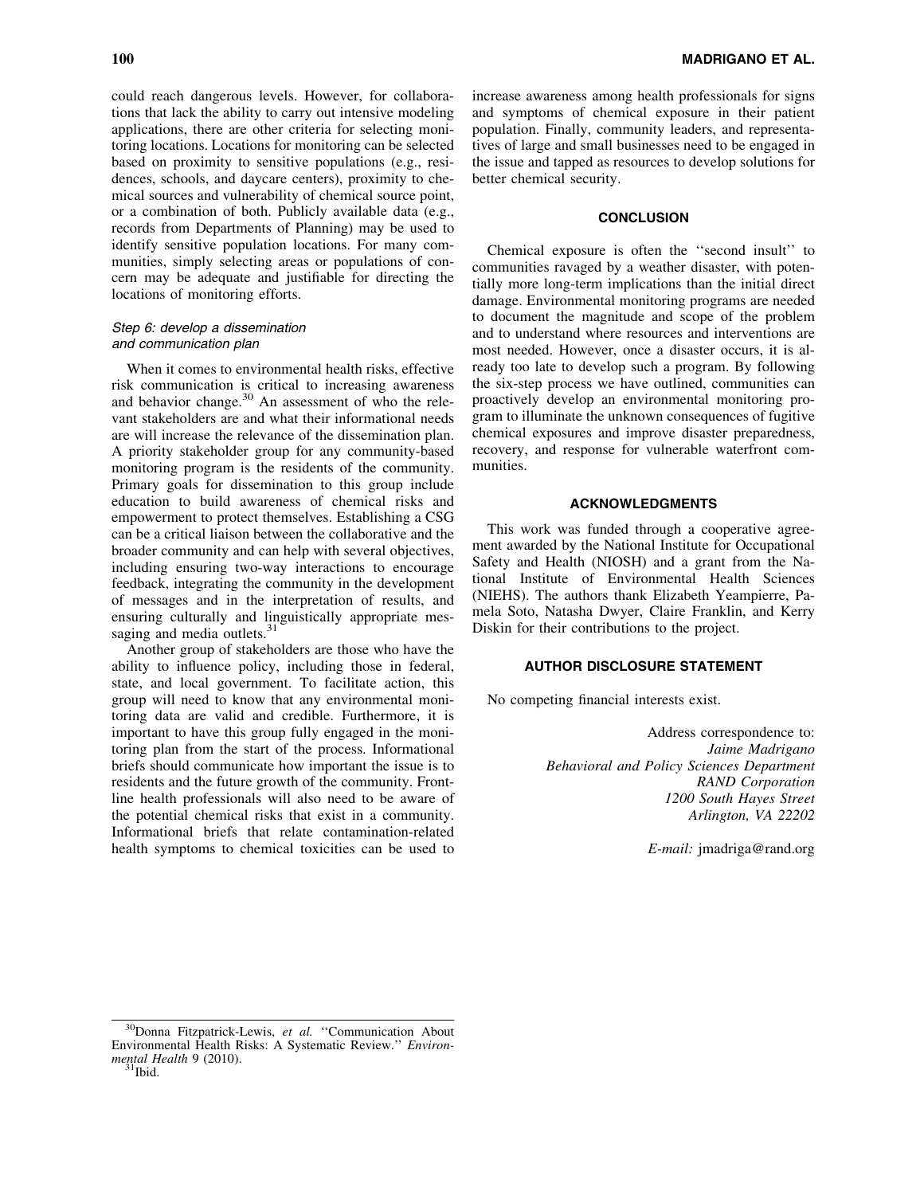could reach dangerous levels. However, for collaborations that lack the ability to carry out intensive modeling applications, there are other criteria for selecting monitoring locations. Locations for monitoring can be selected based on proximity to sensitive populations (e.g., residences, schools, and daycare centers), proximity to chemical sources and vulnerability of chemical source point, or a combination of both. Publicly available data (e.g., records from Departments of Planning) may be used to identify sensitive population locations. For many communities, simply selecting areas or populations of concern may be adequate and justifiable for directing the locations of monitoring efforts.

#### *Step 6: develop a dissemination and communication plan*

When it comes to environmental health risks, effective risk communication is critical to increasing awareness and behavior change.[30] An assessment of who the relevant stakeholders are and what their informational needs are will increase the relevance of the dissemination plan. A priority stakeholder group for any community-based monitoring program is the residents of the community. Primary goals for dissemination to this group include education to build awareness of chemical risks and empowerment to protect themselves. Establishing a CSG can be a critical liaison between the collaborative and the broader community and can help with several objectives, including ensuring two-way interactions to encourage feedback, integrating the community in the development of messages and in the interpretation of results, and ensuring culturally and linguistically appropriate messaging and media outlets.[31]

Another group of stakeholders are those who have the ability to influence policy, including those in federal, state, and local government. To facilitate action, this group will need to know that any environmental monitoring data are valid and credible. Furthermore, it is important to have this group fully engaged in the monitoring plan from the start of the process. Informational briefs should communicate how important the issue is to residents and the future growth of the community. Frontline health professionals will also need to be aware of the potential chemical risks that exist in a community. Informational briefs that relate contamination-related health symptoms to chemical toxicities can be used to increase awareness among health professionals for signs and symptoms of chemical exposure in their patient population. Finally, community leaders, and representatives of large and small businesses need to be engaged in the issue and tapped as resources to develop solutions for better chemical security.

## CONCLUSION

Chemical exposure is often the ''second insult'' to communities ravaged by a weather disaster, with potentially more long-term implications than the initial direct damage. Environmental monitoring programs are needed to document the magnitude and scope of the problem and to understand where resources and interventions are most needed. However, once a disaster occurs, it is already too late to develop such a program. By following the six-step process we have outlined, communities can proactively develop an environmental monitoring program to illuminate the unknown consequences of fugitive chemical exposures and improve disaster preparedness, recovery, and response for vulnerable waterfront communities.

## ACKNOWLEDGMENTS

This work was funded through a cooperative agreement awarded by the National Institute for Occupational Safety and Health (NIOSH) and a grant from the National Institute of Environmental Health Sciences (NIEHS). The authors thank Elizabeth Yeampierre, Pamela Soto, Natasha Dwyer, Claire Franklin, and Kerry Diskin for their contributions to the project.

## AUTHOR DISCLOSURE STATEMENT

No competing financial interests exist.

Address correspondence to:
*Jaime Madrigano*
*Behavioral and Policy Sciences Department*
*RAND Corporation*
*1200 South Hayes Street*
*Arlington, VA 22202*

*E-mail:* jmadriga@rand.org

---

[30] Donna Fitzpatrick-Lewis, *et al.* ''Communication About Environmental Health Risks: A Systematic Review.'' *Environmental Health* 9 (2010).

[31] Ibid.